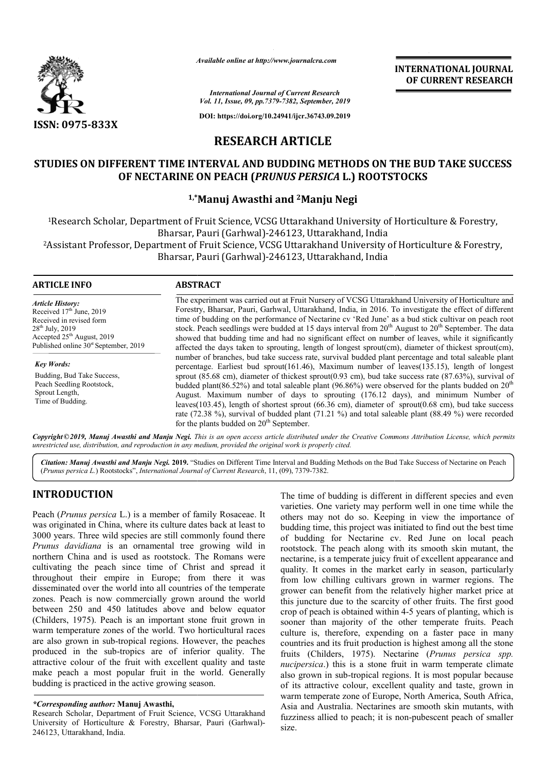*Available online at http://www.journalcra.com*

*International Journal of Current Research*
*Vol. 11, Issue, 09, pp.7379-7382, September, 2019*

**DOI: https://doi.org/10.24941/ijcr.36743.09.2019**

**ISSN: 0975-833X**

**INTERNATIONAL JOURNAL OF CURRENT RESEARCH**

# RESEARCH ARTICLE

# STUDIES ON DIFFERENT TIME INTERVAL AND BUDDING METHODS ON THE BUD TAKE SUCCESS OF NECTARINE ON PEACH (*PRUNUS PERSICA* L.) ROOTSTOCKS

**[1,*]Manuj Awasthi and [2]Manju Negi**

[1]Research Scholar, Department of Fruit Science, VCSG Uttarakhand University of Horticulture & Forestry, Bharsar, Pauri (Garhwal)-246123, Uttarakhand, India

[2]Assistant Professor, Department of Fruit Science, VCSG Uttarakhand University of Horticulture & Forestry, Bharsar, Pauri (Garhwal)-246123, Uttarakhand, India

## ARTICLE INFO

*Article History:*
Received 17[th] June, 2019
Received in revised form
28[th] July, 2019
Accepted 25[th] August, 2019
Published online 30[st] September, 2019

*Key Words:*
Budding, Bud Take Success,
Peach Seedling Rootstock,
Sprout Length,
Time of Budding.

## ABSTRACT

The experiment was carried out at Fruit Nursery of VCSG Uttarakhand University of Horticulture and Forestry, Bharsar, Pauri, Garhwal, Uttarakhand, India, in 2016. To investigate the effect of different time of budding on the performance of Nectarine cv 'Red June' as a bud stick cultivar on peach root stock. Peach seedlings were budded at 15 days interval from 20[th] August to 20[th] September. The data showed that budding time and had no significant effect on number of leaves, while it significantly affected the days taken to sprouting, length of longest sprout(cm), diameter of thickest sprout(cm), number of branches, bud take success rate, survival budded plant percentage and total saleable plant percentage. Earliest bud sprout(161.46), Maximum number of leaves(135.15), length of longest sprout (85.68 cm), diameter of thickest sprout(0.93 cm), bud take success rate (87.63%), survival of budded plant(86.52%) and total saleable plant (96.86%) were observed for the plants budded on 20[th] August. Maximum number of days to sprouting (176.12 days), and minimum Number of leaves(103.45), length of shortest sprout (66.36 cm), diameter of sprout(0.68 cm), bud take success rate (72.38 %), survival of budded plant (71.21 %) and total saleable plant (88.49 %) were recorded for the plants budded on 20[th] September.

*Copyright©2019, Manuj Awasthi and Manju Negi. This is an open access article distributed under the Creative Commons Attribution License, which permits unrestricted use, distribution, and reproduction in any medium, provided the original work is properly cited.*

*Citation: Manuj Awasthi and Manju Negi.* **2019.** "Studies on Different Time Interval and Budding Methods on the Bud Take Success of Nectarine on Peach (*Prunus persica L.*) Rootstocks", *International Journal of Current Research*, 11, (09), 7379-7382.

## INTRODUCTION

Peach (*Prunus persica* L.) is a member of family Rosaceae. It was originated in China, where its culture dates back at least to 3000 years. Three wild species are still commonly found there *Prunus davidiana* is an ornamental tree growing wild in northern China and is used as rootstock. The Romans were cultivating the peach since time of Christ and spread it throughout their empire in Europe; from there it was disseminated over the world into all countries of the temperate zones. Peach is now commercially grown around the world between 250 and 450 latitudes above and below equator (Childers, 1975). Peach is an important stone fruit grown in warm temperature zones of the world. Two horticultural races are also grown in sub-tropical regions. However, the peaches produced in the sub-tropics are of inferior quality. The attractive colour of the fruit with excellent quality and taste make peach a most popular fruit in the world. Generally budding is practiced in the active growing season.

The time of budding is different in different species and even varieties. One variety may perform well in one time while the others may not do so. Keeping in view the importance of budding time, this project was initiated to find out the best time of budding for Nectarine cv. Red June on local peach rootstock. The peach along with its smooth skin mutant, the nectarine, is a temperate juicy fruit of excellent appearance and quality. It comes in the market early in season, particularly from low chilling cultivars grown in warmer regions. The grower can benefit from the relatively higher market price at this juncture due to the scarcity of other fruits. The first good crop of peach is obtained within 4-5 years of planting, which is sooner than majority of the other temperate fruits. Peach culture is, therefore, expending on a faster pace in many countries and its fruit production is highest among all the stone fruits (Childers, 1975). Nectarine (*Prunus persica spp. nucipersica*.) this is a stone fruit in warm temperate climate also grown in sub-tropical regions. It is most popular because of its attractive colour, excellent quality and taste, grown in warm temperate zone of Europe, North America, South Africa, Asia and Australia. Nectarines are smooth skin mutants, with fuzziness allied to peach; it is non-pubescent peach of smaller size.

**\*Corresponding author: Manuj Awasthi,**
Research Scholar, Department of Fruit Science, VCSG Uttarakhand University of Horticulture & Forestry, Bharsar, Pauri (Garhwal)-246123, Uttarakhand, India.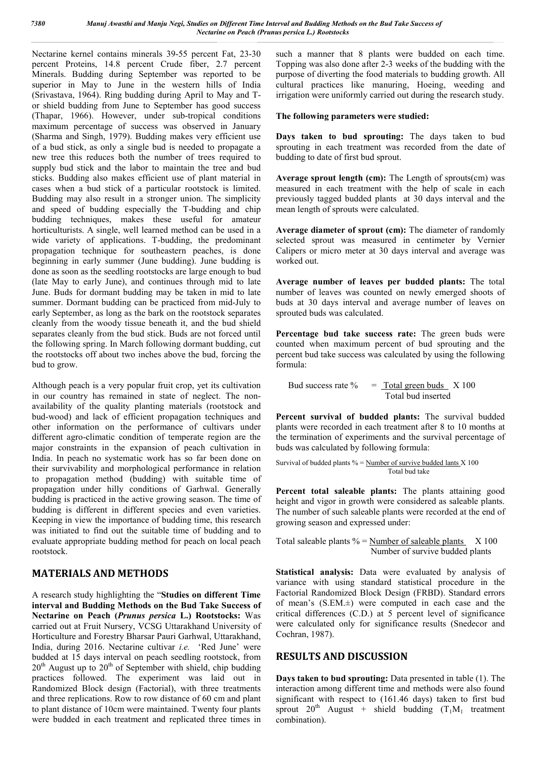Nectarine kernel contains minerals 39-55 percent Fat, 23-30 percent Proteins, 14.8 percent Crude fiber, 2.7 percent Minerals. Budding during September was reported to be superior in May to June in the western hills of India (Srivastava, 1964). Ring budding during April to May and T- or shield budding from June to September has good success (Thapar, 1966). However, under sub-tropical conditions maximum percentage of success was observed in January (Sharma and Singh, 1979). Budding makes very efficient use of a bud stick, as only a single bud is needed to propagate a new tree this reduces both the number of trees required to supply bud stick and the labor to maintain the tree and bud sticks. Budding also makes efficient use of plant material in cases when a bud stick of a particular rootstock is limited. Budding may also result in a stronger union. The simplicity and speed of budding especially the T-budding and chip budding techniques, makes these useful for amateur horticulturists. A single, well learned method can be used in a wide variety of applications. T-budding, the predominant propagation technique for southeastern peaches, is done beginning in early summer (June budding). June budding is done as soon as the seedling rootstocks are large enough to bud (late May to early June), and continues through mid to late June. Buds for dormant budding may be taken in mid to late summer. Dormant budding can be practiced from mid-July to early September, as long as the bark on the rootstock separates cleanly from the woody tissue beneath it, and the bud shield separates cleanly from the bud stick. Buds are not forced until the following spring. In March following dormant budding, cut the rootstocks off about two inches above the bud, forcing the bud to grow.

Although peach is a very popular fruit crop, yet its cultivation in our country has remained in state of neglect. The non-availability of the quality planting materials (rootstock and bud-wood) and lack of efficient propagation techniques and other information on the performance of cultivars under different agro-climatic condition of temperate region are the major constraints in the expansion of peach cultivation in India. In peach no systematic work has so far been done on their survivability and morphological performance in relation to propagation method (budding) with suitable time of propagation under hilly conditions of Garhwal. Generally budding is practiced in the active growing season. The time of budding is different in different species and even varieties. Keeping in view the importance of budding time, this research was initiated to find out the suitable time of budding and to evaluate appropriate budding method for peach on local peach rootstock.

## MATERIALS AND METHODS

A research study highlighting the "**Studies on different Time interval and Budding Methods on the Bud Take Success of Nectarine on Peach (*Prunus persica* L.) Rootstocks:** Was carried out at Fruit Nursery, VCSG Uttarakhand University of Horticulture and Forestry Bharsar Pauri Garhwal, Uttarakhand, India, during 2016. Nectarine cultivar *i.e.* 'Red June' were budded at 15 days interval on peach seedling rootstock, from 20th August up to 20th of September with shield, chip budding practices followed. The experiment was laid out in Randomized Block design (Factorial), with three treatments and three replications. Row to row distance of 60 cm and plant to plant distance of 10cm were maintained. Twenty four plants were budded in each treatment and replicated three times in such a manner that 8 plants were budded on each time. Topping was also done after 2-3 weeks of the budding with the purpose of diverting the food materials to budding growth. All cultural practices like manuring, Hoeing, weeding and irrigation were uniformly carried out during the research study.

**The following parameters were studied:**

**Days taken to bud sprouting:** The days taken to bud sprouting in each treatment was recorded from the date of budding to date of first bud sprout.

**Average sprout length (cm):** The Length of sprouts(cm) was measured in each treatment with the help of scale in each previously tagged budded plants at 30 days interval and the mean length of sprouts were calculated.

**Average diameter of sprout (cm):** The diameter of randomly selected sprout was measured in centimeter by Vernier Calipers or micro meter at 30 days interval and average was worked out.

**Average number of leaves per budded plants:** The total number of leaves was counted on newly emerged shoots of buds at 30 days interval and average number of leaves on sprouted buds was calculated.

**Percentage bud take success rate:** The green buds were counted when maximum percent of bud sprouting and the percent bud take success was calculated by using the following formula:

$$\text{Bud success rate \%} = \frac{\text{Total green buds}}{\text{Total bud inserted}} \times 100$$

**Percent survival of budded plants:** The survival budded plants were recorded in each treatment after 8 to 10 months at the termination of experiments and the survival percentage of buds was calculated by following formula:

$$\text{Survival of budded plants \%} = \frac{\text{Number of survive budded lants}}{\text{Total bud take}} \times 100$$

**Percent total saleable plants:** The plants attaining good height and vigor in growth were considered as saleable plants. The number of such saleable plants were recorded at the end of growing season and expressed under:

$$\text{Total saleable plants \%} = \frac{\text{Number of saleable plants}}{\text{Number of survive budded plants}} \times 100$$

**Statistical analysis:** Data were evaluated by analysis of variance with using standard statistical procedure in the Factorial Randomized Block Design (FRBD). Standard errors of mean's (S.EM.±) were computed in each case and the critical differences (C.D.) at 5 percent level of significance were calculated only for significance results (Snedecor and Cochran, 1987).

## RESULTS AND DISCUSSION

**Days taken to bud sprouting:** Data presented in table (1). The interaction among different time and methods were also found significant with respect to (161.46 days) taken to first bud sprout 20th August + shield budding ($T_1M_1$ treatment combination).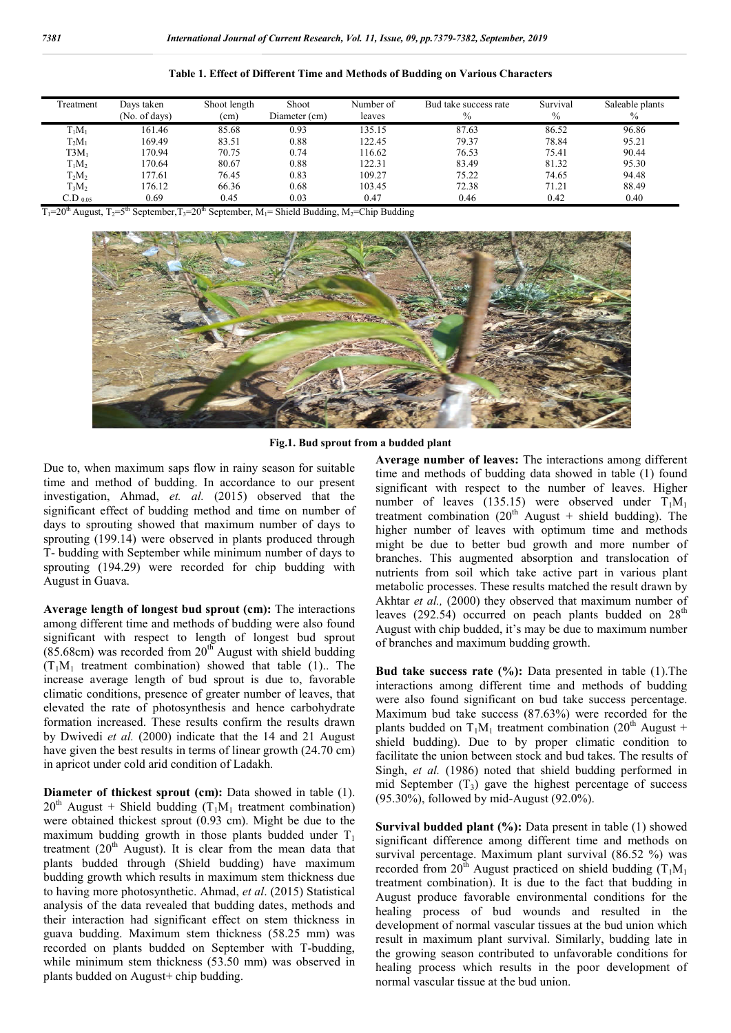**Table 1. Effect of Different Time and Methods of Budding on Various Characters**

| Treatment | Days taken (No. of days) | Shoot length (cm) | Shoot Diameter (cm) | Number of leaves | Bud take success rate % | Survival % | Saleable plants % |
|---|---|---|---|---|---|---|---|
| $T_1M_1$ | 161.46 | 85.68 | 0.93 | 135.15 | 87.63 | 86.52 | 96.86 |
| $T_2M_1$ | 169.49 | 83.51 | 0.88 | 122.45 | 79.37 | 78.84 | 95.21 |
| T3$M_1$ | 170.94 | 70.75 | 0.74 | 116.62 | 76.53 | 75.41 | 90.44 |
| $T_1M_2$ | 170.64 | 80.67 | 0.88 | 122.31 | 83.49 | 81.32 | 95.30 |
| $T_2M_2$ | 177.61 | 76.45 | 0.83 | 109.27 | 75.22 | 74.65 | 94.48 |
| $T_3M_2$ | 176.12 | 66.36 | 0.68 | 103.45 | 72.38 | 71.21 | 88.49 |
| $C.D_{0.05}$ | 0.69 | 0.45 | 0.03 | 0.47 | 0.46 | 0.42 | 0.40 |

$T_1$=20th August, $T_2$=5th September, $T_3$=20th September, $M_1$= Shield Budding, $M_2$=Chip Budding

Fig.1. Bud sprout from a budded plant

Due to, when maximum saps flow in rainy season for suitable time and method of budding. In accordance to our present investigation, Ahmad, *et. al.* (2015) observed that the significant effect of budding method and time on number of days to sprouting showed that maximum number of days to sprouting (199.14) were observed in plants produced through T- budding with September while minimum number of days to sprouting (194.29) were recorded for chip budding with August in Guava.

**Average length of longest bud sprout (cm):** The interactions among different time and methods of budding were also found significant with respect to length of longest bud sprout (85.68cm) was recorded from 20th August with shield budding ($T_1M_1$ treatment combination) showed that table (1).. The increase average length of bud sprout is due to, favorable climatic conditions, presence of greater number of leaves, that elevated the rate of photosynthesis and hence carbohydrate formation increased. These results confirm the results drawn by Dwivedi *et al.* (2000) indicate that the 14 and 21 August have given the best results in terms of linear growth (24.70 cm) in apricot under cold arid condition of Ladakh.

**Diameter of thickest sprout (cm):** Data showed in table (1). 20th August + Shield budding ($T_1M_1$ treatment combination) were obtained thickest sprout (0.93 cm). Might be due to the maximum budding growth in those plants budded under $T_1$ treatment (20th August). It is clear from the mean data that plants budded through (Shield budding) have maximum budding growth which results in maximum stem thickness due to having more photosynthetic. Ahmad, *et al*. (2015) Statistical analysis of the data revealed that budding dates, methods and their interaction had significant effect on stem thickness in guava budding. Maximum stem thickness (58.25 mm) was recorded on plants budded on September with T-budding, while minimum stem thickness (53.50 mm) was observed in plants budded on August+ chip budding.

**Average number of leaves:** The interactions among different time and methods of budding data showed in table (1) found significant with respect to the number of leaves. Higher number of leaves (135.15) were observed under $T_1M_1$ treatment combination (20th August + shield budding). The higher number of leaves with optimum time and methods might be due to better bud growth and more number of branches. This augmented absorption and translocation of nutrients from soil which take active part in various plant metabolic processes. These results matched the result drawn by Akhtar *et al.,* (2000) they observed that maximum number of leaves (292.54) occurred on peach plants budded on 28th August with chip budded, it's may be due to maximum number of branches and maximum budding growth.

**Bud take success rate (%):** Data presented in table (1).The interactions among different time and methods of budding were also found significant on bud take success percentage. Maximum bud take success (87.63%) were recorded for the plants budded on $T_1M_1$ treatment combination (20th August + shield budding). Due to by proper climatic condition to facilitate the union between stock and bud takes. The results of Singh, *et al.* (1986) noted that shield budding performed in mid September ($T_3$) gave the highest percentage of success (95.30%), followed by mid-August (92.0%).

**Survival budded plant (%):** Data present in table (1) showed significant difference among different time and methods on survival percentage. Maximum plant survival (86.52 %) was recorded from 20th August practiced on shield budding ($T_1M_1$ treatment combination). It is due to the fact that budding in August produce favorable environmental conditions for the healing process of bud wounds and resulted in the development of normal vascular tissues at the bud union which result in maximum plant survival. Similarly, budding late in the growing season contributed to unfavorable conditions for healing process which results in the poor development of normal vascular tissue at the bud union.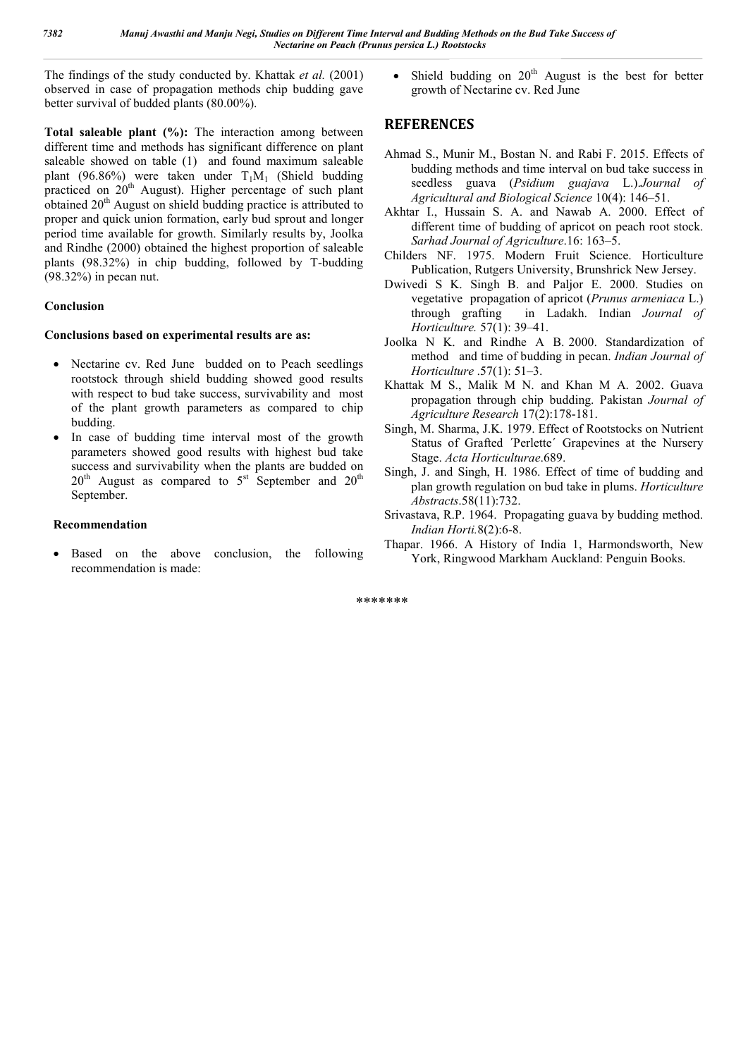The findings of the study conducted by. Khattak *et al.* (2001) observed in case of propagation methods chip budding gave better survival of budded plants (80.00%).

**Total saleable plant (%):** The interaction among between different time and methods has significant difference on plant saleable showed on table (1) and found maximum saleable plant (96.86%) were taken under $T_1M_1$ (Shield budding practiced on 20th August). Higher percentage of such plant obtained 20th August on shield budding practice is attributed to proper and quick union formation, early bud sprout and longer period time available for growth. Similarly results by, Joolka and Rindhe (2000) obtained the highest proportion of saleable plants (98.32%) in chip budding, followed by T-budding (98.32%) in pecan nut.

### Conclusion

**Conclusions based on experimental results are as:**

- Nectarine cv. Red June budded on to Peach seedlings rootstock through shield budding showed good results with respect to bud take success, survivability and most of the plant growth parameters as compared to chip budding.
- In case of budding time interval most of the growth parameters showed good results with highest bud take success and survivability when the plants are budded on 20th August as compared to 5st September and 20th September.

### Recommendation

- Based on the above conclusion, the following recommendation is made:
- Shield budding on 20th August is the best for better growth of Nectarine cv. Red June

## REFERENCES

Ahmad S., Munir M., Bostan N. and Rabi F. 2015. Effects of budding methods and time interval on bud take success in seedless guava (*Psidium guajava* L.).*Journal of Agricultural and Biological Science* 10(4): 146–51.

Akhtar I., Hussain S. A. and Nawab A. 2000. Effect of different time of budding of apricot on peach root stock. *Sarhad Journal of Agriculture*.16: 163–5.

Childers NF. 1975. Modern Fruit Science. Horticulture Publication, Rutgers University, Brunshrick New Jersey.

Dwivedi S K. Singh B. and Paljor E. 2000. Studies on vegetative propagation of apricot (*Prunus armeniaca* L.) through grafting in Ladakh. Indian *Journal of Horticulture.* 57(1): 39–41.

Joolka N K. and Rindhe A B. 2000. Standardization of method and time of budding in pecan. *Indian Journal of Horticulture* .57(1): 51–3.

Khattak M S., Malik M N. and Khan M A. 2002. Guava propagation through chip budding. Pakistan *Journal of Agriculture Research* 17(2):178-181.

Singh, M. Sharma, J.K. 1979. Effect of Rootstocks on Nutrient Status of Grafted ´Perlette´ Grapevines at the Nursery Stage. *Acta Horticulturae*.689.

Singh, J. and Singh, H. 1986. Effect of time of budding and plan growth regulation on bud take in plums. *Horticulture Abstracts*.58(11):732.

Srivastava, R.P. 1964. Propagating guava by budding method. *Indian Horti.*8(2):6-8.

Thapar. 1966. A History of India 1, Harmondsworth, New York, Ringwood Markham Auckland: Penguin Books.

*******